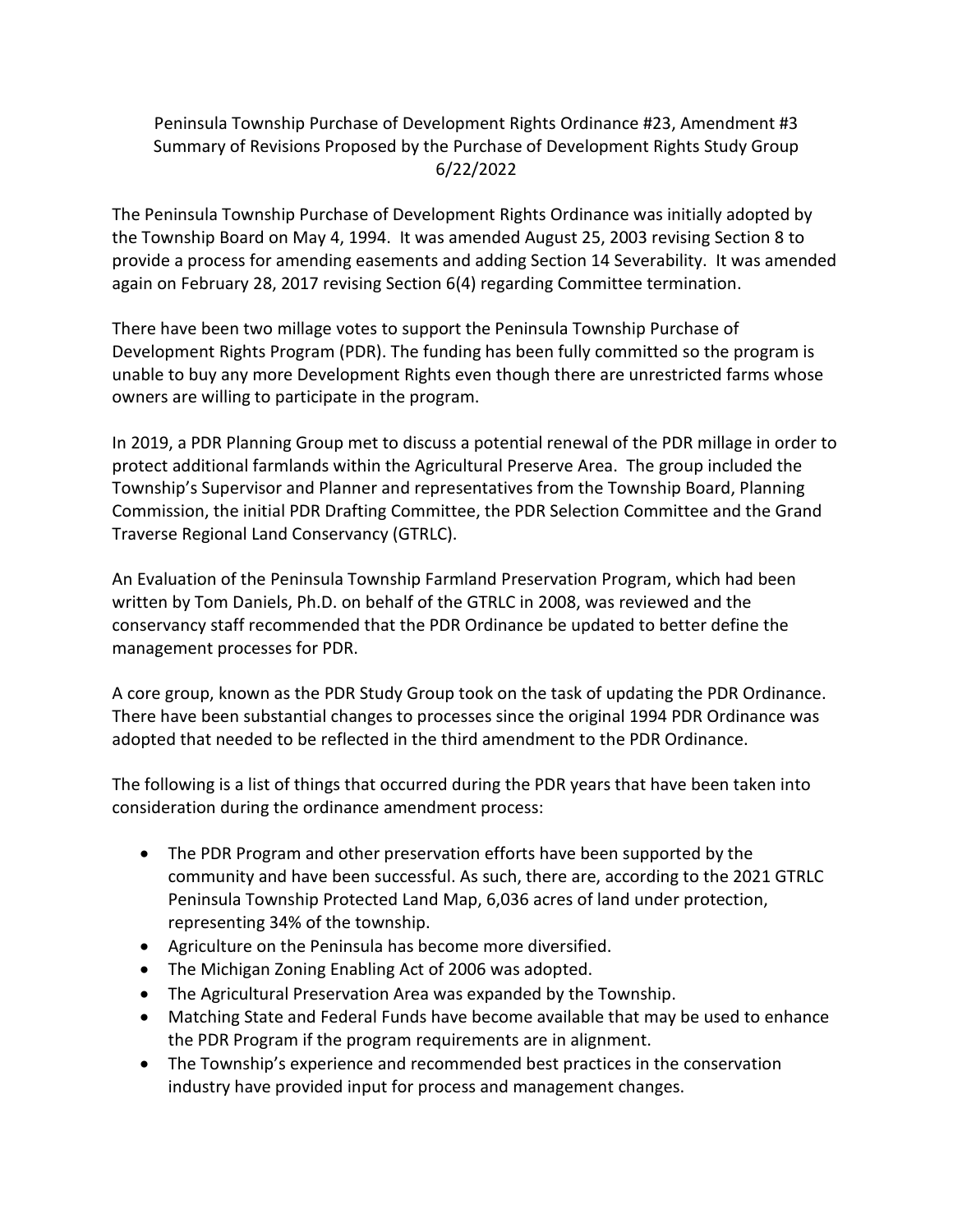# Peninsula Township Purchase of Development Rights Ordinance #23, Amendment #3
## Summary of Revisions Proposed by the Purchase of Development Rights Study Group
### 6/22/2022

The Peninsula Township Purchase of Development Rights Ordinance was initially adopted by the Township Board on May 4, 1994. It was amended August 25, 2003 revising Section 8 to provide a process for amending easements and adding Section 14 Severability. It was amended again on February 28, 2017 revising Section 6(4) regarding Committee termination.

There have been two millage votes to support the Peninsula Township Purchase of Development Rights Program (PDR). The funding has been fully committed so the program is unable to buy any more Development Rights even though there are unrestricted farms whose owners are willing to participate in the program.

In 2019, a PDR Planning Group met to discuss a potential renewal of the PDR millage in order to protect additional farmlands within the Agricultural Preserve Area. The group included the Township's Supervisor and Planner and representatives from the Township Board, Planning Commission, the initial PDR Drafting Committee, the PDR Selection Committee and the Grand Traverse Regional Land Conservancy (GTRLC).

An Evaluation of the Peninsula Township Farmland Preservation Program, which had been written by Tom Daniels, Ph.D. on behalf of the GTRLC in 2008, was reviewed and the conservancy staff recommended that the PDR Ordinance be updated to better define the management processes for PDR.

A core group, known as the PDR Study Group took on the task of updating the PDR Ordinance. There have been substantial changes to processes since the original 1994 PDR Ordinance was adopted that needed to be reflected in the third amendment to the PDR Ordinance.

The following is a list of things that occurred during the PDR years that have been taken into consideration during the ordinance amendment process:

- The PDR Program and other preservation efforts have been supported by the community and have been successful. As such, there are, according to the 2021 GTRLC Peninsula Township Protected Land Map, 6,036 acres of land under protection, representing 34% of the township.
- Agriculture on the Peninsula has become more diversified.
- The Michigan Zoning Enabling Act of 2006 was adopted.
- The Agricultural Preservation Area was expanded by the Township.
- Matching State and Federal Funds have become available that may be used to enhance the PDR Program if the program requirements are in alignment.
- The Township's experience and recommended best practices in the conservation industry have provided input for process and management changes.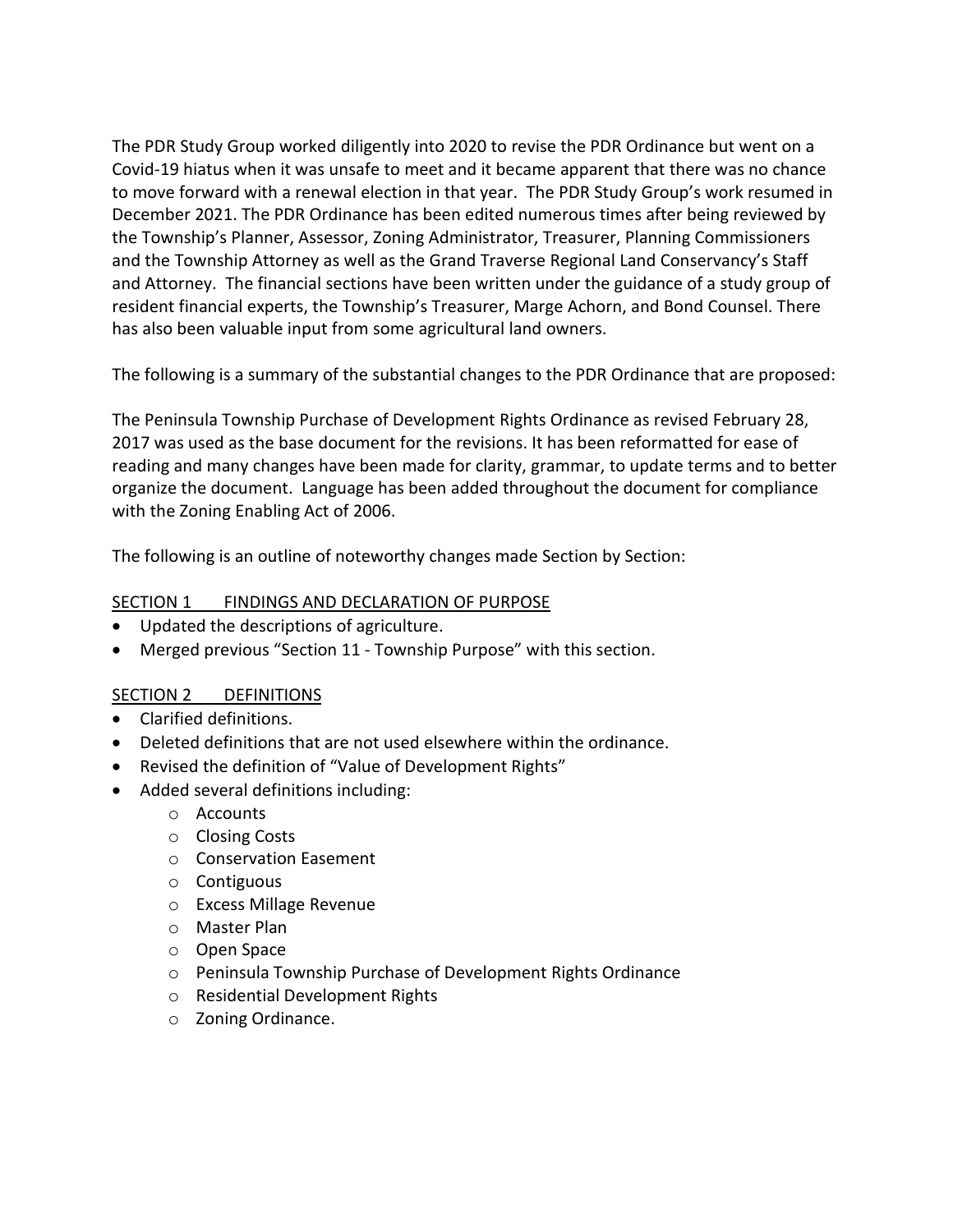The PDR Study Group worked diligently into 2020 to revise the PDR Ordinance but went on a Covid-19 hiatus when it was unsafe to meet and it became apparent that there was no chance to move forward with a renewal election in that year. The PDR Study Group's work resumed in December 2021. The PDR Ordinance has been edited numerous times after being reviewed by the Township's Planner, Assessor, Zoning Administrator, Treasurer, Planning Commissioners and the Township Attorney as well as the Grand Traverse Regional Land Conservancy's Staff and Attorney. The financial sections have been written under the guidance of a study group of resident financial experts, the Township's Treasurer, Marge Achorn, and Bond Counsel. There has also been valuable input from some agricultural land owners.

The following is a summary of the substantial changes to the PDR Ordinance that are proposed:

The Peninsula Township Purchase of Development Rights Ordinance as revised February 28, 2017 was used as the base document for the revisions. It has been reformatted for ease of reading and many changes have been made for clarity, grammar, to update terms and to better organize the document. Language has been added throughout the document for compliance with the Zoning Enabling Act of 2006.

The following is an outline of noteworthy changes made Section by Section:

<u>SECTION 1 FINDINGS AND DECLARATION OF PURPOSE</u>

- Updated the descriptions of agriculture.
- Merged previous "Section 11 - Township Purpose" with this section.

<u>SECTION 2 DEFINITIONS</u>

- Clarified definitions.
- Deleted definitions that are not used elsewhere within the ordinance.
- Revised the definition of "Value of Development Rights"
- Added several definitions including:
    - Accounts
    - Closing Costs
    - Conservation Easement
    - Contiguous
    - Excess Millage Revenue
    - Master Plan
    - Open Space
    - Peninsula Township Purchase of Development Rights Ordinance
    - Residential Development Rights
    - Zoning Ordinance.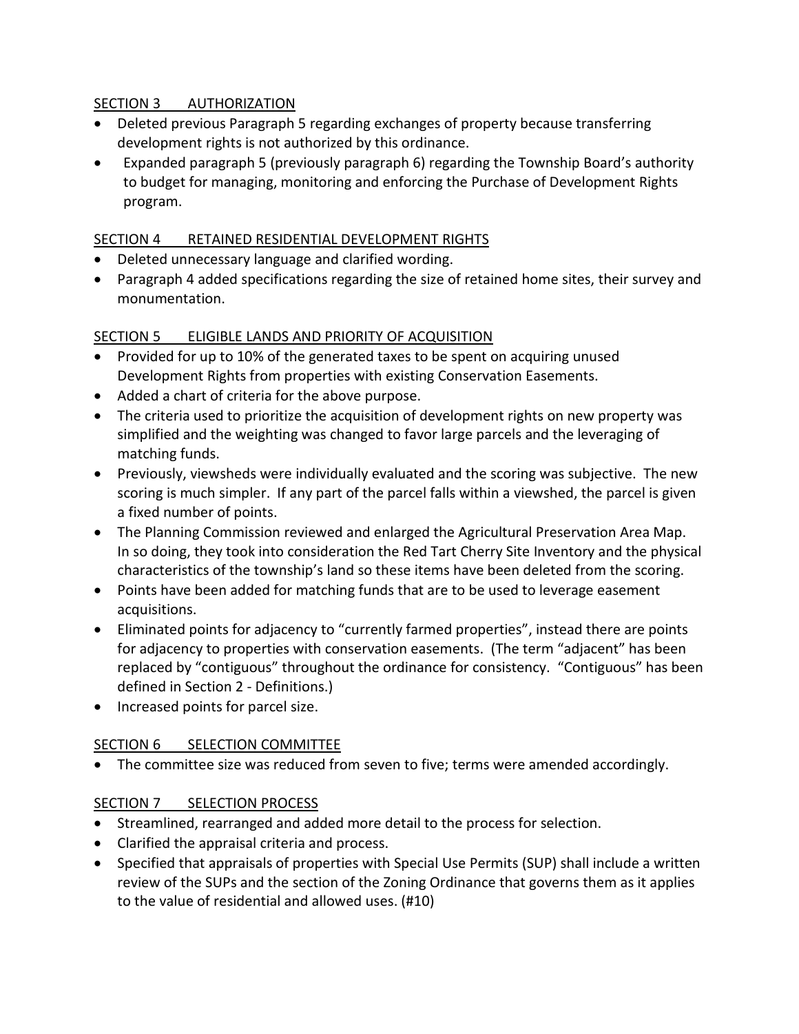## SECTION 3 AUTHORIZATION

- Deleted previous Paragraph 5 regarding exchanges of property because transferring development rights is not authorized by this ordinance.
- Expanded paragraph 5 (previously paragraph 6) regarding the Township Board's authority to budget for managing, monitoring and enforcing the Purchase of Development Rights program.

## SECTION 4 RETAINED RESIDENTIAL DEVELOPMENT RIGHTS

- Deleted unnecessary language and clarified wording.
- Paragraph 4 added specifications regarding the size of retained home sites, their survey and monumentation.

## SECTION 5 ELIGIBLE LANDS AND PRIORITY OF ACQUISITION

- Provided for up to 10% of the generated taxes to be spent on acquiring unused Development Rights from properties with existing Conservation Easements.
- Added a chart of criteria for the above purpose.
- The criteria used to prioritize the acquisition of development rights on new property was simplified and the weighting was changed to favor large parcels and the leveraging of matching funds.
- Previously, viewsheds were individually evaluated and the scoring was subjective. The new scoring is much simpler. If any part of the parcel falls within a viewshed, the parcel is given a fixed number of points.
- The Planning Commission reviewed and enlarged the Agricultural Preservation Area Map. In so doing, they took into consideration the Red Tart Cherry Site Inventory and the physical characteristics of the township's land so these items have been deleted from the scoring.
- Points have been added for matching funds that are to be used to leverage easement acquisitions.
- Eliminated points for adjacency to "currently farmed properties", instead there are points for adjacency to properties with conservation easements. (The term "adjacent" has been replaced by "contiguous" throughout the ordinance for consistency. "Contiguous" has been defined in Section 2 - Definitions.)
- Increased points for parcel size.

## SECTION 6 SELECTION COMMITTEE

- The committee size was reduced from seven to five; terms were amended accordingly.

## SECTION 7 SELECTION PROCESS

- Streamlined, rearranged and added more detail to the process for selection.
- Clarified the appraisal criteria and process.
- Specified that appraisals of properties with Special Use Permits (SUP) shall include a written review of the SUPs and the section of the Zoning Ordinance that governs them as it applies to the value of residential and allowed uses. (#10)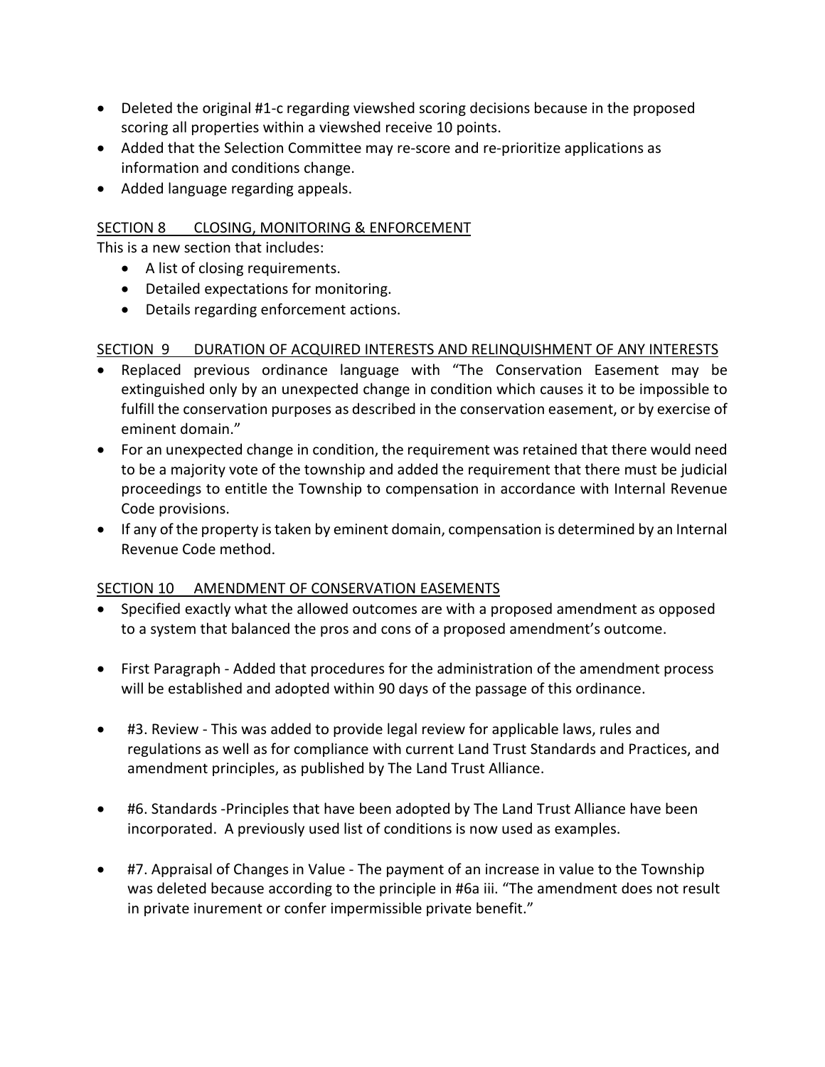- Deleted the original #1-c regarding viewshed scoring decisions because in the proposed scoring all properties within a viewshed receive 10 points.
- Added that the Selection Committee may re-score and re-prioritize applications as information and conditions change.
- Added language regarding appeals.

SECTION 8 CLOSING, MONITORING & ENFORCEMENT

This is a new section that includes:

- A list of closing requirements.
- Detailed expectations for monitoring.
- Details regarding enforcement actions.

SECTION 9 DURATION OF ACQUIRED INTERESTS AND RELINQUISHMENT OF ANY INTERESTS

- Replaced previous ordinance language with "The Conservation Easement may be extinguished only by an unexpected change in condition which causes it to be impossible to fulfill the conservation purposes as described in the conservation easement, or by exercise of eminent domain."
- For an unexpected change in condition, the requirement was retained that there would need to be a majority vote of the township and added the requirement that there must be judicial proceedings to entitle the Township to compensation in accordance with Internal Revenue Code provisions.
- If any of the property is taken by eminent domain, compensation is determined by an Internal Revenue Code method.

SECTION 10 AMENDMENT OF CONSERVATION EASEMENTS

- Specified exactly what the allowed outcomes are with a proposed amendment as opposed to a system that balanced the pros and cons of a proposed amendment's outcome.
- First Paragraph - Added that procedures for the administration of the amendment process will be established and adopted within 90 days of the passage of this ordinance.
- #3. Review - This was added to provide legal review for applicable laws, rules and regulations as well as for compliance with current Land Trust Standards and Practices, and amendment principles, as published by The Land Trust Alliance.
- #6. Standards -Principles that have been adopted by The Land Trust Alliance have been incorporated. A previously used list of conditions is now used as examples.
- #7. Appraisal of Changes in Value - The payment of an increase in value to the Township was deleted because according to the principle in #6a iii. "The amendment does not result in private inurement or confer impermissible private benefit."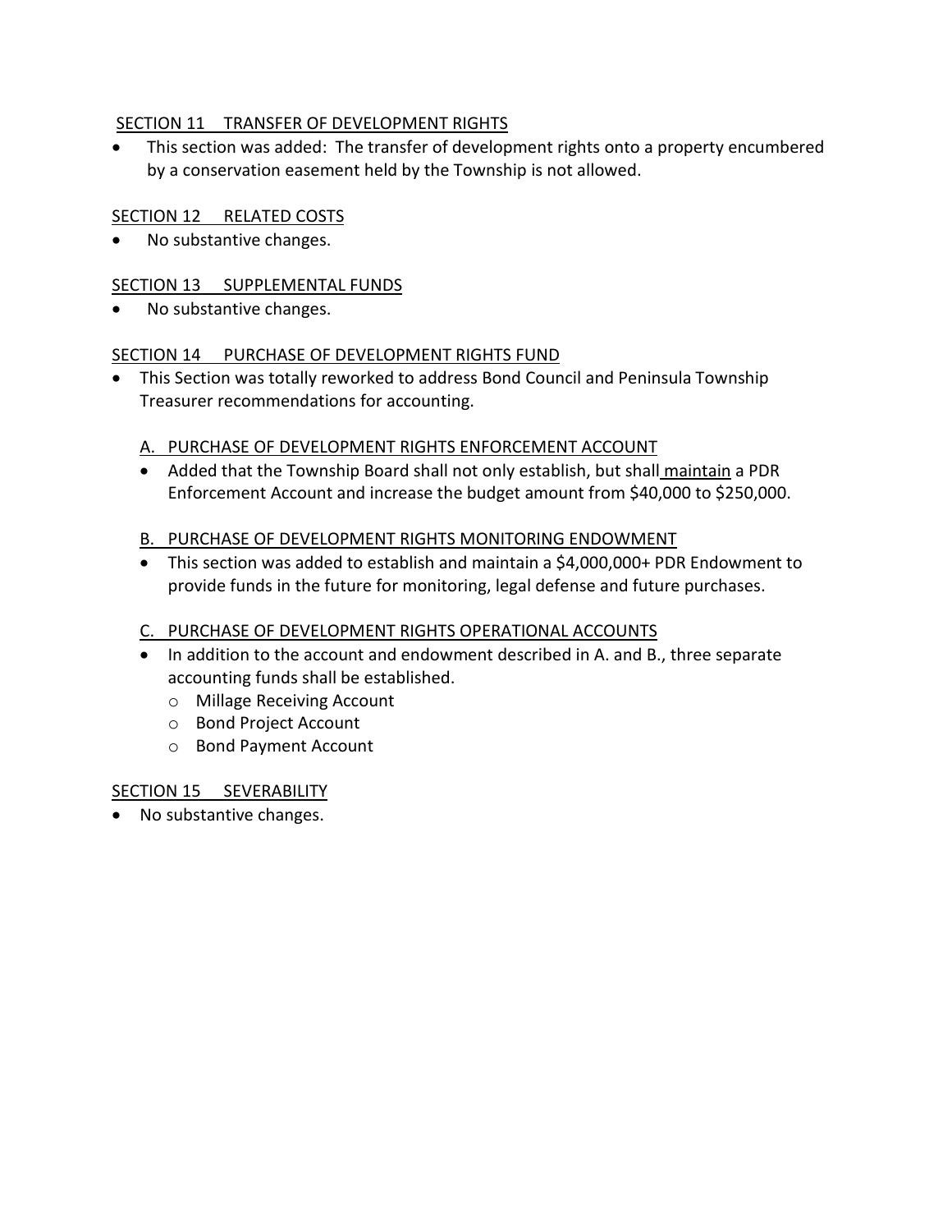<u>SECTION 11 TRANSFER OF DEVELOPMENT RIGHTS</u>

- This section was added: The transfer of development rights onto a property encumbered by a conservation easement held by the Township is not allowed.

<u>SECTION 12 RELATED COSTS</u>

- No substantive changes.

<u>SECTION 13 SUPPLEMENTAL FUNDS</u>

- No substantive changes.

<u>SECTION 14 PURCHASE OF DEVELOPMENT RIGHTS FUND</u>

- This Section was totally reworked to address Bond Council and Peninsula Township Treasurer recommendations for accounting.

  <u>A. PURCHASE OF DEVELOPMENT RIGHTS ENFORCEMENT ACCOUNT</u>

  - Added that the Township Board shall not only establish, but shall <u>maintain</u> a PDR Enforcement Account and increase the budget amount from $40,000 to $250,000.

  <u>B. PURCHASE OF DEVELOPMENT RIGHTS MONITORING ENDOWMENT</u>

  - This section was added to establish and maintain a $4,000,000+ PDR Endowment to provide funds in the future for monitoring, legal defense and future purchases.

  <u>C. PURCHASE OF DEVELOPMENT RIGHTS OPERATIONAL ACCOUNTS</u>

  - In addition to the account and endowment described in A. and B., three separate accounting funds shall be established.
    - Millage Receiving Account
    - Bond Project Account
    - Bond Payment Account

<u>SECTION 15 SEVERABILITY</u>

- No substantive changes.